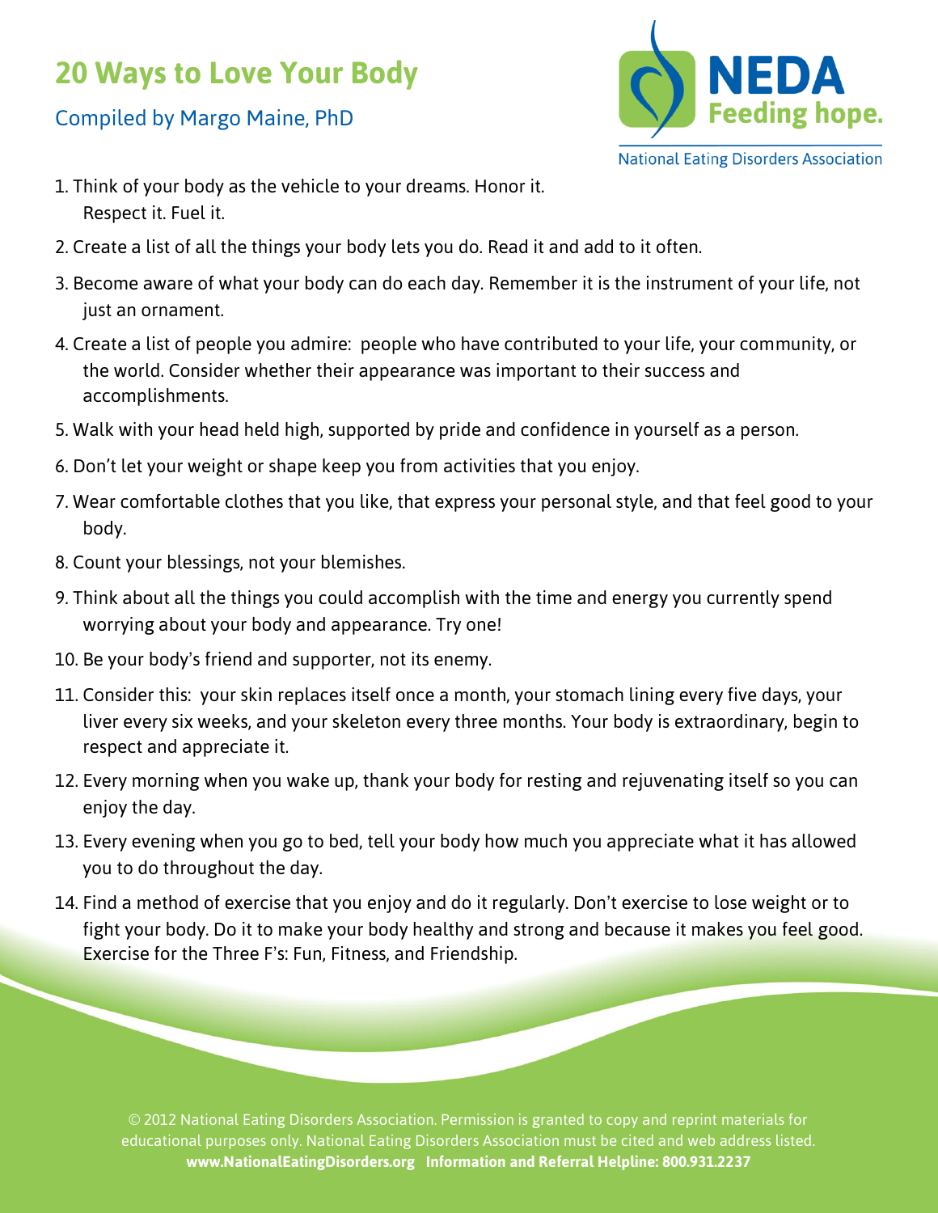# 20 Ways to Love Your Body

## Compiled by Margo Maine, PhD

NEDA Feeding hope.

National Eating Disorders Association

1. Think of your body as the vehicle to your dreams. Honor it. Respect it. Fuel it.
2. Create a list of all the things your body lets you do. Read it and add to it often.
3. Become aware of what your body can do each day. Remember it is the instrument of your life, not just an ornament.
4. Create a list of people you admire: people who have contributed to your life, your community, or the world. Consider whether their appearance was important to their success and accomplishments.
5. Walk with your head held high, supported by pride and confidence in yourself as a person.
6. Don't let your weight or shape keep you from activities that you enjoy.
7. Wear comfortable clothes that you like, that express your personal style, and that feel good to your body.
8. Count your blessings, not your blemishes.
9. Think about all the things you could accomplish with the time and energy you currently spend worrying about your body and appearance. Try one!
10. Be your body's friend and supporter, not its enemy.
11. Consider this: your skin replaces itself once a month, your stomach lining every five days, your liver every six weeks, and your skeleton every three months. Your body is extraordinary, begin to respect and appreciate it.
12. Every morning when you wake up, thank your body for resting and rejuvenating itself so you can enjoy the day.
13. Every evening when you go to bed, tell your body how much you appreciate what it has allowed you to do throughout the day.
14. Find a method of exercise that you enjoy and do it regularly. Don't exercise to lose weight or to fight your body. Do it to make your body healthy and strong and because it makes you feel good. Exercise for the Three F's: Fun, Fitness, and Friendship.

© 2012 National Eating Disorders Association. Permission is granted to copy and reprint materials for educational purposes only. National Eating Disorders Association must be cited and web address listed.
**www.NationalEatingDisorders.org Information and Referral Helpline: 800.931.2237**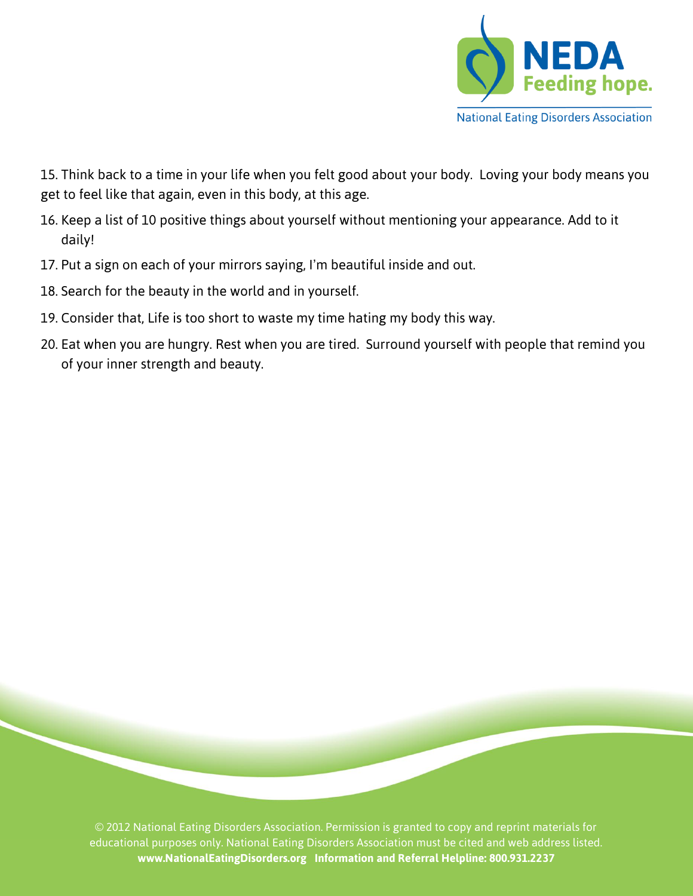15. Think back to a time in your life when you felt good about your body. Loving your body means you get to feel like that again, even in this body, at this age.
16. Keep a list of 10 positive things about yourself without mentioning your appearance. Add to it daily!
17. Put a sign on each of your mirrors saying, I'm beautiful inside and out.
18. Search for the beauty in the world and in yourself.
19. Consider that, Life is too short to waste my time hating my body this way.
20. Eat when you are hungry. Rest when you are tired. Surround yourself with people that remind you of your inner strength and beauty.

© 2012 National Eating Disorders Association. Permission is granted to copy and reprint materials for educational purposes only. National Eating Disorders Association must be cited and web address listed.
**www.NationalEatingDisorders.org Information and Referral Helpline: 800.931.2237**